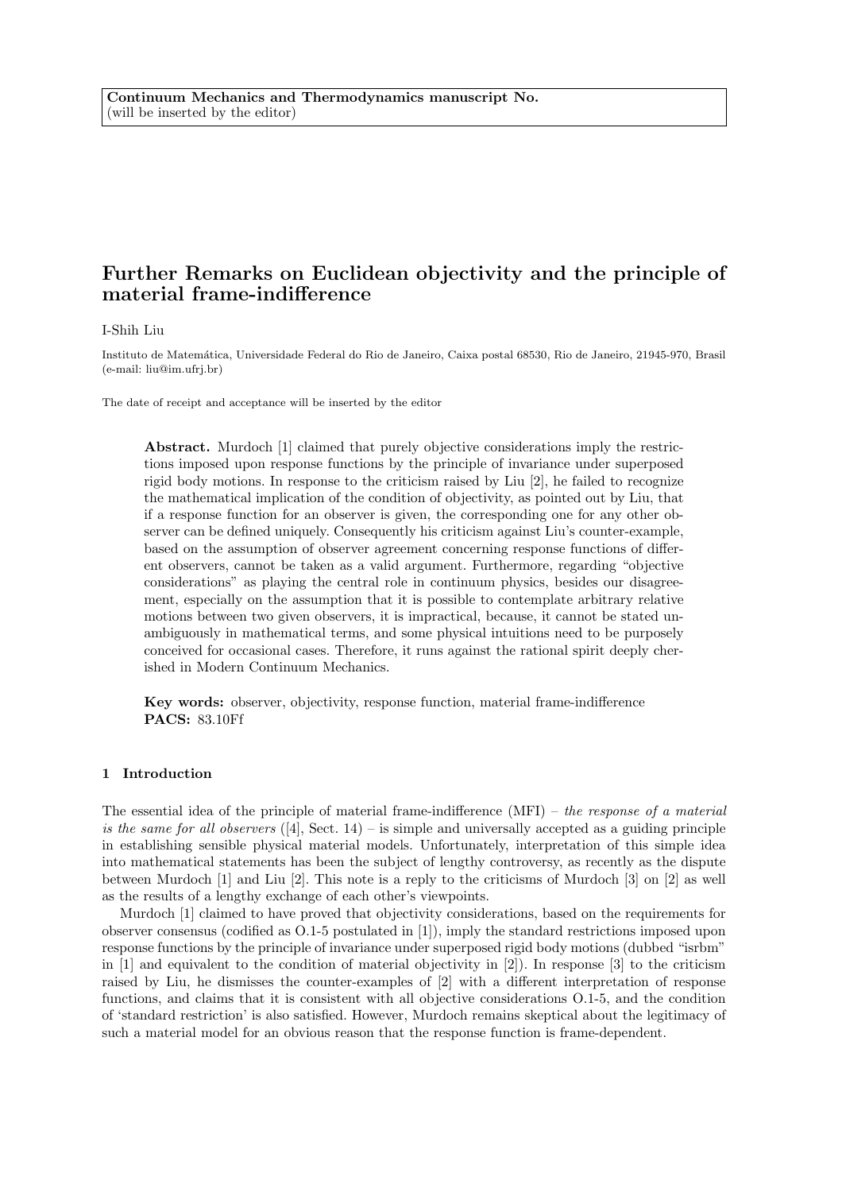**Continuum Mechanics and Thermodynamics manuscript No.**
(will be inserted by the editor)

# Further Remarks on Euclidean objectivity and the principle of material frame-indifference

I-Shih Liu

Instituto de Matemática, Universidade Federal do Rio de Janeiro, Caixa postal 68530, Rio de Janeiro, 21945-970, Brasil
(e-mail: liu@im.ufrj.br)

The date of receipt and acceptance will be inserted by the editor

**Abstract.** Murdoch [1] claimed that purely objective considerations imply the restrictions imposed upon response functions by the principle of invariance under superposed rigid body motions. In response to the criticism raised by Liu [2], he failed to recognize the mathematical implication of the condition of objectivity, as pointed out by Liu, that if a response function for an observer is given, the corresponding one for any other observer can be defined uniquely. Consequently his criticism against Liu's counter-example, based on the assumption of observer agreement concerning response functions of different observers, cannot be taken as a valid argument. Furthermore, regarding "objective considerations" as playing the central role in continuum physics, besides our disagreement, especially on the assumption that it is possible to contemplate arbitrary relative motions between two given observers, it is impractical, because, it cannot be stated unambiguously in mathematical terms, and some physical intuitions need to be purposely conceived for occasional cases. Therefore, it runs against the rational spirit deeply cherished in Modern Continuum Mechanics.

**Key words:** observer, objectivity, response function, material frame-indifference
**PACS:** 83.10Ff

## 1 Introduction

The essential idea of the principle of material frame-indifference (MFI) – *the response of a material is the same for all observers* ([4], Sect. 14) – is simple and universally accepted as a guiding principle in establishing sensible physical material models. Unfortunately, interpretation of this simple idea into mathematical statements has been the subject of lengthy controversy, as recently as the dispute between Murdoch [1] and Liu [2]. This note is a reply to the criticisms of Murdoch [3] on [2] as well as the results of a lengthy exchange of each other's viewpoints.

Murdoch [1] claimed to have proved that objectivity considerations, based on the requirements for observer consensus (codified as O.1-5 postulated in [1]), imply the standard restrictions imposed upon response functions by the principle of invariance under superposed rigid body motions (dubbed "isrbm" in [1] and equivalent to the condition of material objectivity in [2]). In response [3] to the criticism raised by Liu, he dismisses the counter-examples of [2] with a different interpretation of response functions, and claims that it is consistent with all objective considerations O.1-5, and the condition of 'standard restriction' is also satisfied. However, Murdoch remains skeptical about the legitimacy of such a material model for an obvious reason that the response function is frame-dependent.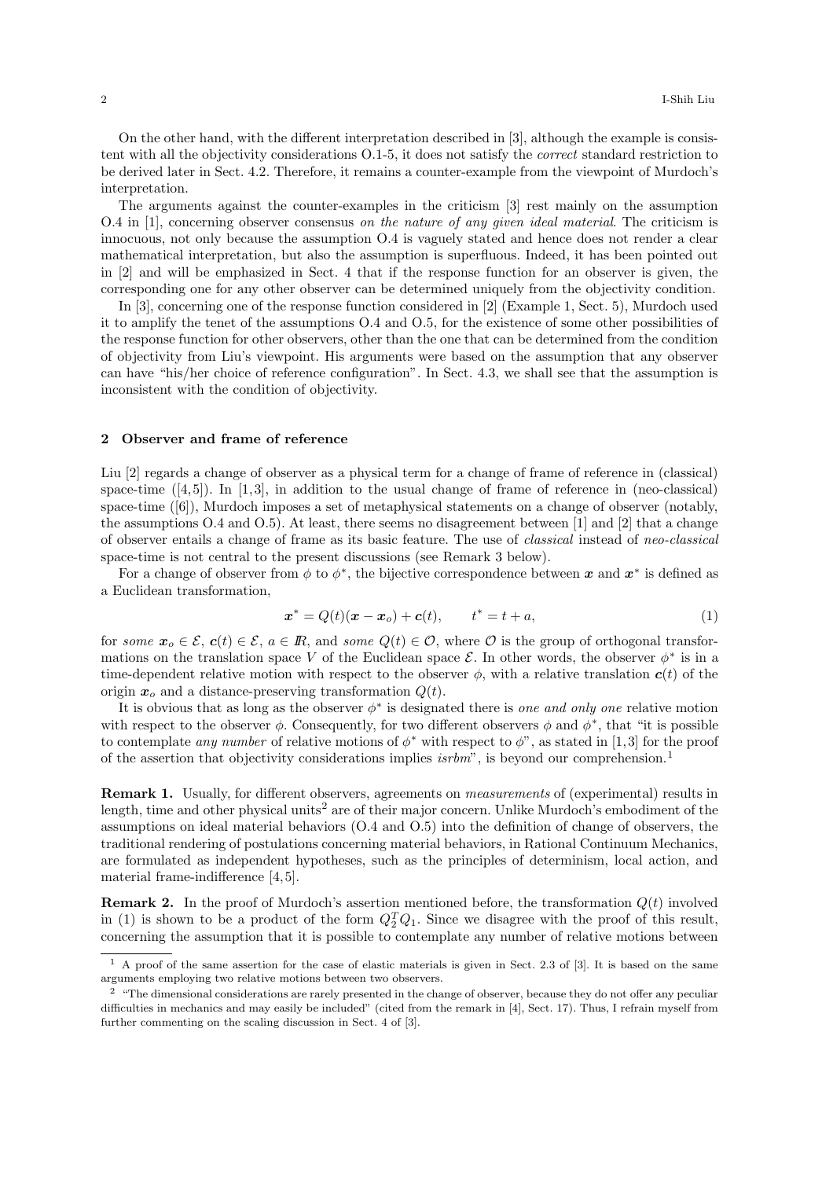On the other hand, with the different interpretation described in [3], although the example is consistent with all the objectivity considerations O.1-5, it does not satisfy the *correct* standard restriction to be derived later in Sect. 4.2. Therefore, it remains a counter-example from the viewpoint of Murdoch's interpretation.

The arguments against the counter-examples in the criticism [3] rest mainly on the assumption O.4 in [1], concerning observer consensus *on the nature of any given ideal material*. The criticism is innocuous, not only because the assumption O.4 is vaguely stated and hence does not render a clear mathematical interpretation, but also the assumption is superfluous. Indeed, it has been pointed out in [2] and will be emphasized in Sect. 4 that if the response function for an observer is given, the corresponding one for any other observer can be determined uniquely from the objectivity condition.

In [3], concerning one of the response function considered in [2] (Example 1, Sect. 5), Murdoch used it to amplify the tenet of the assumptions O.4 and O.5, for the existence of some other possibilities of the response function for other observers, other than the one that can be determined from the condition of objectivity from Liu's viewpoint. His arguments were based on the assumption that any observer can have "his/her choice of reference configuration". In Sect. 4.3, we shall see that the assumption is inconsistent with the condition of objectivity.

## 2 Observer and frame of reference

Liu [2] regards a change of observer as a physical term for a change of frame of reference in (classical) space-time ([4,5]). In [1,3], in addition to the usual change of frame of reference in (neo-classical) space-time ([6]), Murdoch imposes a set of metaphysical statements on a change of observer (notably, the assumptions O.4 and O.5). At least, there seems no disagreement between [1] and [2] that a change of observer entails a change of frame as its basic feature. The use of *classical* instead of *neo-classical* space-time is not central to the present discussions (see Remark 3 below).

For a change of observer from $\phi$ to $\phi^*$, the bijective correspondence between $\boldsymbol{x}$ and $\boldsymbol{x}^*$ is defined as a Euclidean transformation,

$$\boldsymbol{x}^* = Q(t)(\boldsymbol{x} - \boldsymbol{x}_o) + \boldsymbol{c}(t), \qquad t^* = t + a, \tag{1}$$

for *some* $\boldsymbol{x}_o \in \mathcal{E}$, $\boldsymbol{c}(t) \in \mathcal{E}$, $a \in I\!R$, and *some* $Q(t) \in \mathcal{O}$, where $\mathcal{O}$ is the group of orthogonal transformations on the translation space $V$ of the Euclidean space $\mathcal{E}$. In other words, the observer $\phi^*$ is in a time-dependent relative motion with respect to the observer $\phi$, with a relative translation $\boldsymbol{c}(t)$ of the origin $\boldsymbol{x}_o$ and a distance-preserving transformation $Q(t)$.

It is obvious that as long as the observer $\phi^*$ is designated there is *one and only one* relative motion with respect to the observer $\phi$. Consequently, for two different observers $\phi$ and $\phi^*$, that "it is possible to contemplate *any number* of relative motions of $\phi^*$ with respect to $\phi$", as stated in [1,3] for the proof of the assertion that objectivity considerations implies *isrbm*", is beyond our comprehension.[1]

**Remark 1.** Usually, for different observers, agreements on *measurements* of (experimental) results in length, time and other physical units[2] are of their major concern. Unlike Murdoch's embodiment of the assumptions on ideal material behaviors (O.4 and O.5) into the definition of change of observers, the traditional rendering of postulations concerning material behaviors, in Rational Continuum Mechanics, are formulated as independent hypotheses, such as the principles of determinism, local action, and material frame-indifference [4,5].

**Remark 2.** In the proof of Murdoch's assertion mentioned before, the transformation $Q(t)$ involved in (1) is shown to be a product of the form $Q_2^T Q_1$. Since we disagree with the proof of this result, concerning the assumption that it is possible to contemplate any number of relative motions between

---

[1] A proof of the same assertion for the case of elastic materials is given in Sect. 2.3 of [3]. It is based on the same arguments employing two relative motions between two observers.

[2] "The dimensional considerations are rarely presented in the change of observer, because they do not offer any peculiar difficulties in mechanics and may easily be included" (cited from the remark in [4], Sect. 17). Thus, I refrain myself from further commenting on the scaling discussion in Sect. 4 of [3].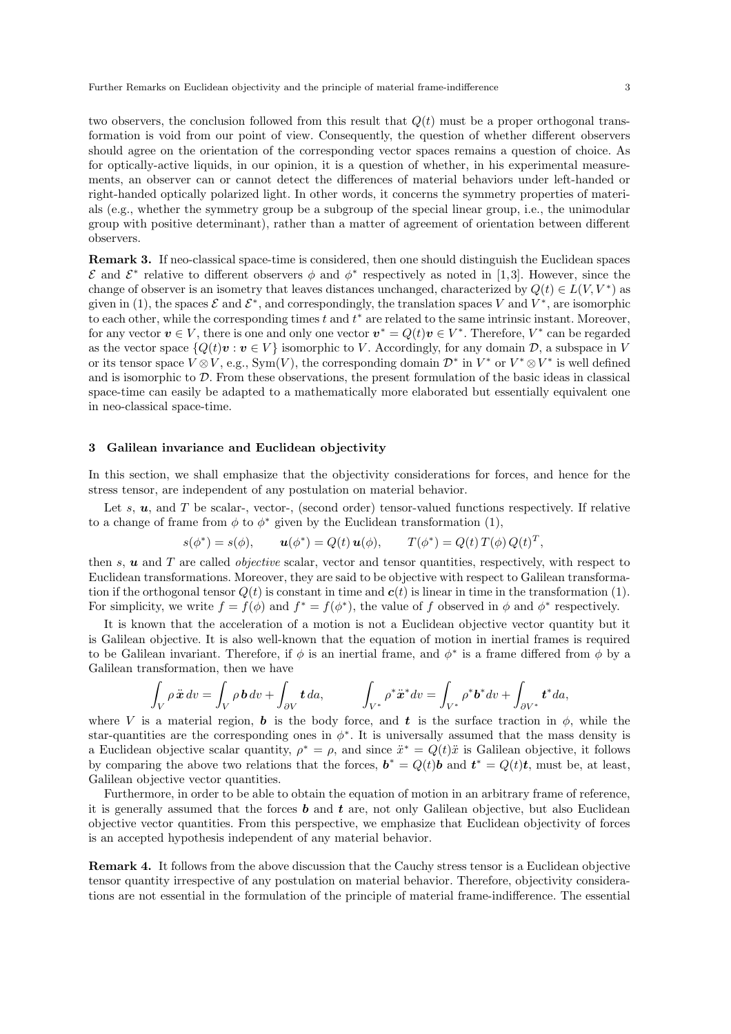two observers, the conclusion followed from this result that $Q(t)$ must be a proper orthogonal transformation is void from our point of view. Consequently, the question of whether different observers should agree on the orientation of the corresponding vector spaces remains a question of choice. As for optically-active liquids, in our opinion, it is a question of whether, in his experimental measurements, an observer can or cannot detect the differences of material behaviors under left-handed or right-handed optically polarized light. In other words, it concerns the symmetry properties of materials (e.g., whether the symmetry group be a subgroup of the special linear group, i.e., the unimodular group with positive determinant), rather than a matter of agreement of orientation between different observers.

**Remark 3.** If neo-classical space-time is considered, then one should distinguish the Euclidean spaces $\mathcal{E}$ and $\mathcal{E}^*$ relative to different observers $\phi$ and $\phi^*$ respectively as noted in [1,3]. However, since the change of observer is an isometry that leaves distances unchanged, characterized by $Q(t) \in L(V, V^*)$ as given in (1), the spaces $\mathcal{E}$ and $\mathcal{E}^*$, and correspondingly, the translation spaces $V$ and $V^*$, are isomorphic to each other, while the corresponding times $t$ and $t^*$ are related to the same intrinsic instant. Moreover, for any vector $\boldsymbol{v} \in V$, there is one and only one vector $\boldsymbol{v}^* = Q(t)\boldsymbol{v} \in V^*$. Therefore, $V^*$ can be regarded as the vector space $\{Q(t)\boldsymbol{v} : \boldsymbol{v} \in V\}$ isomorphic to $V$. Accordingly, for any domain $\mathcal{D}$, a subspace in $V$ or its tensor space $V \otimes V$, e.g., $\mathrm{Sym}(V)$, the corresponding domain $\mathcal{D}^*$ in $V^*$ or $V^* \otimes V^*$ is well defined and is isomorphic to $\mathcal{D}$. From these observations, the present formulation of the basic ideas in classical space-time can easily be adapted to a mathematically more elaborated but essentially equivalent one in neo-classical space-time.

## 3 Galilean invariance and Euclidean objectivity

In this section, we shall emphasize that the objectivity considerations for forces, and hence for the stress tensor, are independent of any postulation on material behavior.

Let $s$, $\boldsymbol{u}$, and $T$ be scalar-, vector-, (second order) tensor-valued functions respectively. If relative to a change of frame from $\phi$ to $\phi^*$ given by the Euclidean transformation (1),

$$s(\phi^*) = s(\phi), \qquad \boldsymbol{u}(\phi^*) = Q(t)\,\boldsymbol{u}(\phi), \qquad T(\phi^*) = Q(t)\,T(\phi)\,Q(t)^T,$$

then $s$, $\boldsymbol{u}$ and $T$ are called *objective* scalar, vector and tensor quantities, respectively, with respect to Euclidean transformations. Moreover, they are said to be objective with respect to Galilean transformation if the orthogonal tensor $Q(t)$ is constant in time and $\boldsymbol{c}(t)$ is linear in time in the transformation (1). For simplicity, we write $f = f(\phi)$ and $f^* = f(\phi^*)$, the value of $f$ observed in $\phi$ and $\phi^*$ respectively.

It is known that the acceleration of a motion is not a Euclidean objective vector quantity but it is Galilean objective. It is also well-known that the equation of motion in inertial frames is required to be Galilean invariant. Therefore, if $\phi$ is an inertial frame, and $\phi^*$ is a frame differed from $\phi$ by a Galilean transformation, then we have

$$\int_V \rho\, \ddot{\boldsymbol{x}}\, dv = \int_V \rho\, \boldsymbol{b}\, dv + \int_{\partial V} \boldsymbol{t}\, da, \qquad \int_{V^*} \rho^* \ddot{\boldsymbol{x}}^* dv = \int_{V^*} \rho^* \boldsymbol{b}^* dv + \int_{\partial V^*} \boldsymbol{t}^* da,$$

where $V$ is a material region, $\boldsymbol{b}$ is the body force, and $\boldsymbol{t}$ is the surface traction in $\phi$, while the star-quantities are the corresponding ones in $\phi^*$. It is universally assumed that the mass density is a Euclidean objective scalar quantity, $\rho^* = \rho$, and since $\ddot{x}^* = Q(t)\ddot{x}$ is Galilean objective, it follows by comparing the above two relations that the forces, $\boldsymbol{b}^* = Q(t)\boldsymbol{b}$ and $\boldsymbol{t}^* = Q(t)\boldsymbol{t}$, must be, at least, Galilean objective vector quantities.

Furthermore, in order to be able to obtain the equation of motion in an arbitrary frame of reference, it is generally assumed that the forces $\boldsymbol{b}$ and $\boldsymbol{t}$ are, not only Galilean objective, but also Euclidean objective vector quantities. From this perspective, we emphasize that Euclidean objectivity of forces is an accepted hypothesis independent of any material behavior.

**Remark 4.** It follows from the above discussion that the Cauchy stress tensor is a Euclidean objective tensor quantity irrespective of any postulation on material behavior. Therefore, objectivity considerations are not essential in the formulation of the principle of material frame-indifference. The essential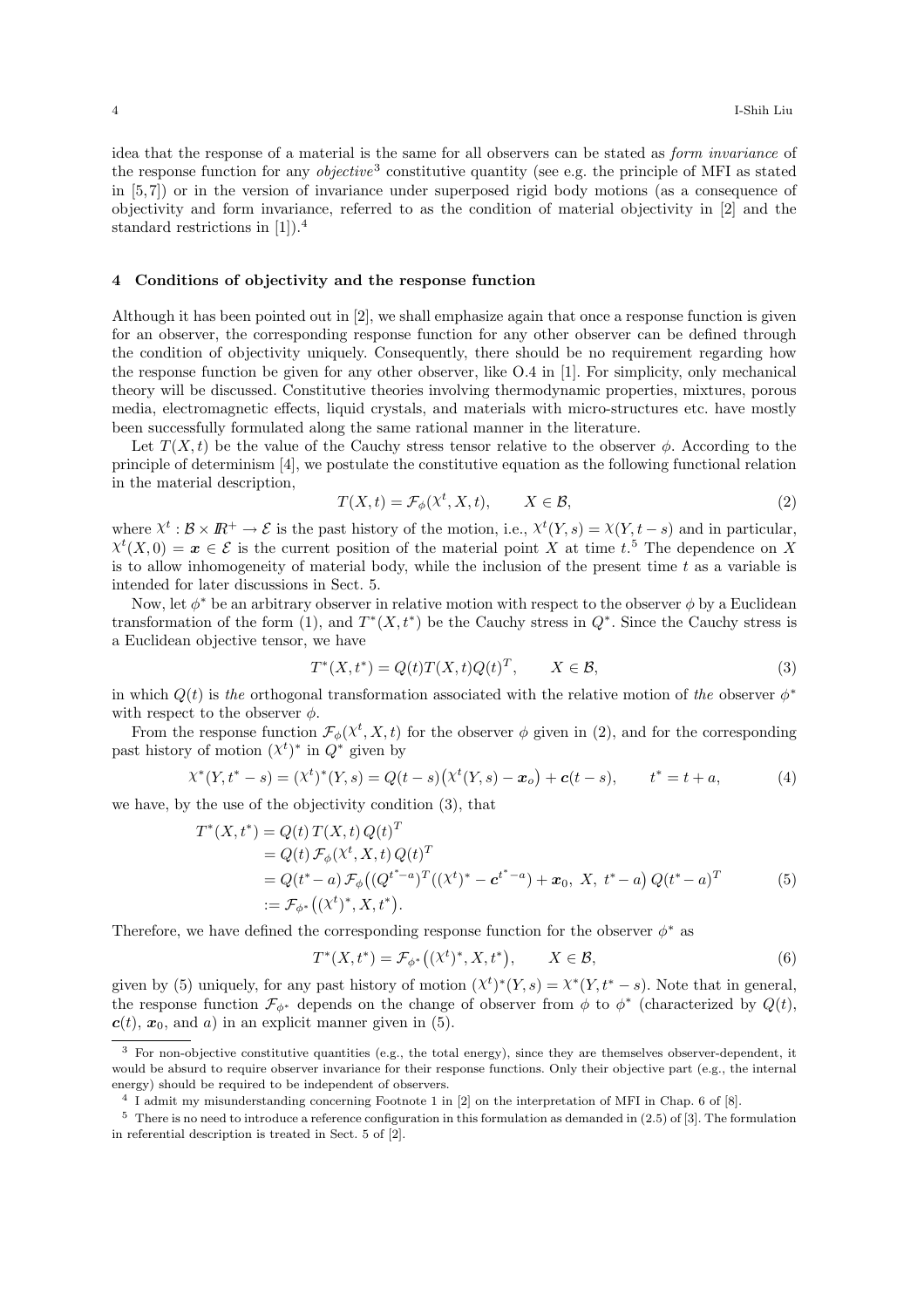idea that the response of a material is the same for all observers can be stated as *form invariance* of the response function for any *objective*[3] constitutive quantity (see e.g. the principle of MFI as stated in [5,7]) or in the version of invariance under superposed rigid body motions (as a consequence of objectivity and form invariance, referred to as the condition of material objectivity in [2] and the standard restrictions in [1]).[4]

## 4 Conditions of objectivity and the response function

Although it has been pointed out in [2], we shall emphasize again that once a response function is given for an observer, the corresponding response function for any other observer can be defined through the condition of objectivity uniquely. Consequently, there should be no requirement regarding how the response function be given for any other observer, like O.4 in [1]. For simplicity, only mechanical theory will be discussed. Constitutive theories involving thermodynamic properties, mixtures, porous media, electromagnetic effects, liquid crystals, and materials with micro-structures etc. have mostly been successfully formulated along the same rational manner in the literature.

Let $T(X,t)$ be the value of the Cauchy stress tensor relative to the observer $\phi$. According to the principle of determinism [4], we postulate the constitutive equation as the following functional relation in the material description,

$$T(X,t) = \mathcal{F}_\phi(\chi^t, X, t), \qquad X \in \mathcal{B}, \tag{2}$$

where $\chi^t : \mathcal{B} \times I\!R^+ \to \mathcal{E}$ is the past history of the motion, i.e., $\chi^t(Y,s) = \chi(Y, t-s)$ and in particular, $\chi^t(X,0) = \boldsymbol{x} \in \mathcal{E}$ is the current position of the material point $X$ at time $t$.[5] The dependence on $X$ is to allow inhomogeneity of material body, while the inclusion of the present time $t$ as a variable is intended for later discussions in Sect. 5.

Now, let $\phi^*$ be an arbitrary observer in relative motion with respect to the observer $\phi$ by a Euclidean transformation of the form (1), and $T^*(X,t^*)$ be the Cauchy stress in $Q^*$. Since the Cauchy stress is a Euclidean objective tensor, we have

$$T^*(X,t^*) = Q(t)T(X,t)Q(t)^T, \qquad X \in \mathcal{B}, \tag{3}$$

in which $Q(t)$ is *the* orthogonal transformation associated with the relative motion of *the* observer $\phi^*$ with respect to the observer $\phi$.

From the response function $\mathcal{F}_\phi(\chi^t, X, t)$ for the observer $\phi$ given in (2), and for the corresponding past history of motion $(\chi^t)^*$ in $Q^*$ given by

$$\chi^*(Y, t^* - s) = (\chi^t)^*(Y,s) = Q(t-s)\big(\chi^t(Y,s) - \boldsymbol{x}_o\big) + \boldsymbol{c}(t-s), \qquad t^* = t + a, \tag{4}$$

we have, by the use of the objectivity condition (3), that

$$\begin{aligned}
T^*(X,t^*) &= Q(t)\,T(X,t)\,Q(t)^T \\
&= Q(t)\,\mathcal{F}_\phi(\chi^t, X, t)\,Q(t)^T \\
&= Q(t^* - a)\,\mathcal{F}_\phi\big((Q^{t^*-a})^T((\chi^t)^* - \boldsymbol{c}^{t^*-a}) + \boldsymbol{x}_0,\ X,\ t^* - a\big)\,Q(t^* - a)^T \\
&:= \mathcal{F}_{\phi^*}\big((\chi^t)^*, X, t^*\big).
\end{aligned} \tag{5}$$

Therefore, we have defined the corresponding response function for the observer $\phi^*$ as

$$T^*(X,t^*) = \mathcal{F}_{\phi^*}\big((\chi^t)^*, X, t^*\big), \qquad X \in \mathcal{B}, \tag{6}$$

given by (5) uniquely, for any past history of motion $(\chi^t)^*(Y,s) = \chi^*(Y, t^* - s)$. Note that in general, the response function $\mathcal{F}_{\phi^*}$ depends on the change of observer from $\phi$ to $\phi^*$ (characterized by $Q(t)$, $\boldsymbol{c}(t)$, $\boldsymbol{x}_0$, and $a$) in an explicit manner given in (5).

---

[3] For non-objective constitutive quantities (e.g., the total energy), since they are themselves observer-dependent, it would be absurd to require observer invariance for their response functions. Only their objective part (e.g., the internal energy) should be required to be independent of observers.

[4] I admit my misunderstanding concerning Footnote 1 in [2] on the interpretation of MFI in Chap. 6 of [8].

[5] There is no need to introduce a reference configuration in this formulation as demanded in (2.5) of [3]. The formulation in referential description is treated in Sect. 5 of [2].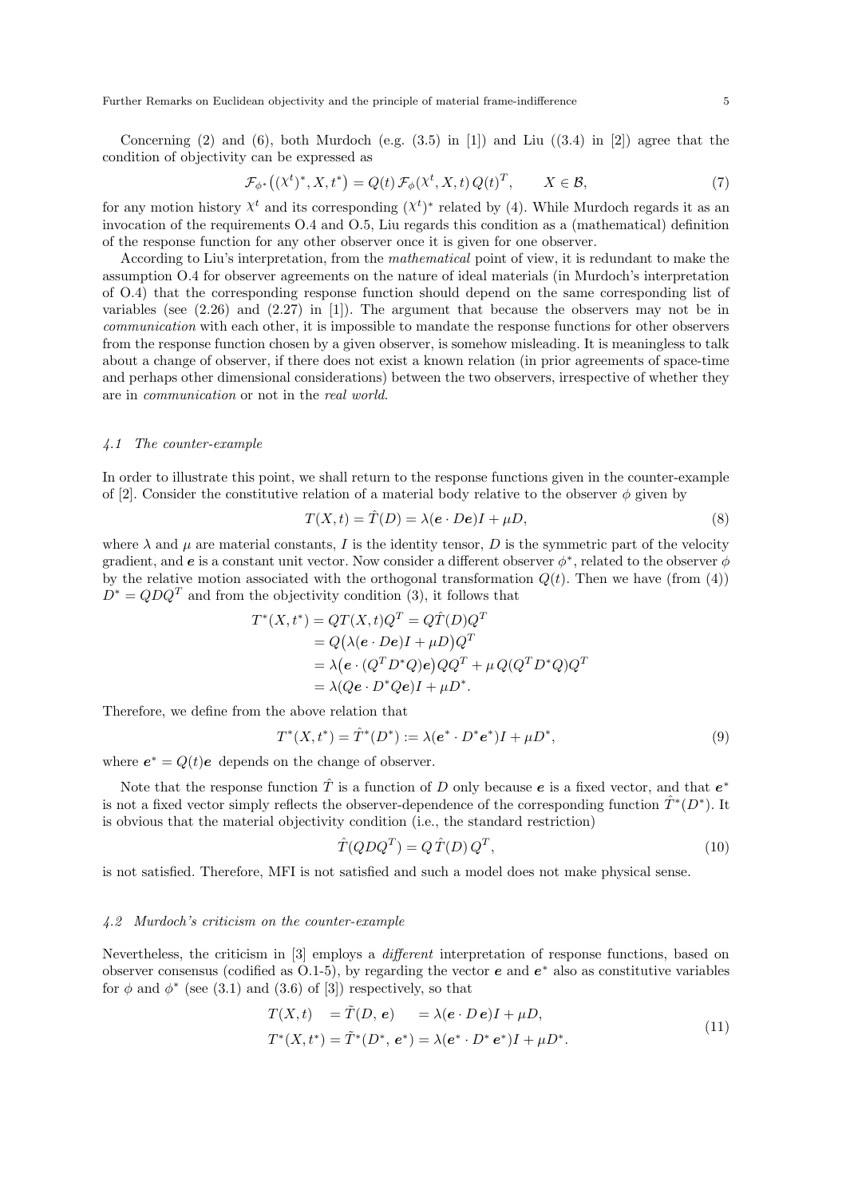Concerning (2) and (6), both Murdoch (e.g. (3.5) in [1]) and Liu ((3.4) in [2]) agree that the condition of objectivity can be expressed as

$$\mathcal{F}_{\phi^*}\big((\chi^t)^*, X, t^*\big) = Q(t)\, \mathcal{F}_{\phi}(\chi^t, X, t)\, Q(t)^T, \qquad X \in \mathcal{B}, \tag{7}$$

for any motion history $\chi^t$ and its corresponding $(\chi^t)^*$ related by (4). While Murdoch regards it as an invocation of the requirements O.4 and O.5, Liu regards this condition as a (mathematical) definition of the response function for any other observer once it is given for one observer.

According to Liu's interpretation, from the *mathematical* point of view, it is redundant to make the assumption O.4 for observer agreements on the nature of ideal materials (in Murdoch's interpretation of O.4) that the corresponding response function should depend on the same corresponding list of variables (see (2.26) and (2.27) in [1]). The argument that because the observers may not be in *communication* with each other, it is impossible to mandate the response functions for other observers from the response function chosen by a given observer, is somehow misleading. It is meaningless to talk about a change of observer, if there does not exist a known relation (in prior agreements of space-time and perhaps other dimensional considerations) between the two observers, irrespective of whether they are in *communication* or not in the *real world*.

### *4.1 The counter-example*

In order to illustrate this point, we shall return to the response functions given in the counter-example of [2]. Consider the constitutive relation of a material body relative to the observer $\phi$ given by

$$T(X,t) = \hat{T}(D) = \lambda(\boldsymbol{e}\cdot D\boldsymbol{e})I + \mu D, \tag{8}$$

where $\lambda$ and $\mu$ are material constants, $I$ is the identity tensor, $D$ is the symmetric part of the velocity gradient, and $\boldsymbol{e}$ is a constant unit vector. Now consider a different observer $\phi^*$, related to the observer $\phi$ by the relative motion associated with the orthogonal transformation $Q(t)$. Then we have (from (4)) $D^* = QDQ^T$ and from the objectivity condition (3), it follows that

$$\begin{aligned}
T^*(X,t^*) &= QT(X,t)Q^T = Q\hat{T}(D)Q^T \\
&= Q\big(\lambda(\boldsymbol{e}\cdot D\boldsymbol{e})I + \mu D\big)Q^T \\
&= \lambda\big(\boldsymbol{e}\cdot(Q^TD^*Q)\boldsymbol{e}\big)QQ^T + \mu\, Q(Q^TD^*Q)Q^T \\
&= \lambda(Q\boldsymbol{e}\cdot D^*Q\boldsymbol{e})I + \mu D^*.
\end{aligned}$$

Therefore, we define from the above relation that

$$T^*(X,t^*) = \hat{T}^*(D^*) := \lambda(\boldsymbol{e}^*\cdot D^*\boldsymbol{e}^*)I + \mu D^*, \tag{9}$$

where $\boldsymbol{e}^* = Q(t)\boldsymbol{e}$ depends on the change of observer.

Note that the response function $\hat{T}$ is a function of $D$ only because $\boldsymbol{e}$ is a fixed vector, and that $\boldsymbol{e}^*$ is not a fixed vector simply reflects the observer-dependence of the corresponding function $\hat{T}^*(D^*)$. It is obvious that the material objectivity condition (i.e., the standard restriction)

$$\hat{T}(QDQ^T) = Q\,\hat{T}(D)\,Q^T, \tag{10}$$

is not satisfied. Therefore, MFI is not satisfied and such a model does not make physical sense.

### *4.2 Murdoch's criticism on the counter-example*

Nevertheless, the criticism in [3] employs a *different* interpretation of response functions, based on observer consensus (codified as O.1-5), by regarding the vector $\boldsymbol{e}$ and $\boldsymbol{e}^*$ also as constitutive variables for $\phi$ and $\phi^*$ (see (3.1) and (3.6) of [3]) respectively, so that

$$\begin{aligned}
T(X,t) \quad &= \tilde{T}(D,\,\boldsymbol{e}) \qquad = \lambda(\boldsymbol{e}\cdot D\,\boldsymbol{e})I + \mu D, \\
T^*(X,t^*) &= \tilde{T}^*(D^*,\,\boldsymbol{e}^*) = \lambda(\boldsymbol{e}^*\cdot D^*\,\boldsymbol{e}^*)I + \mu D^*.
\end{aligned} \tag{11}$$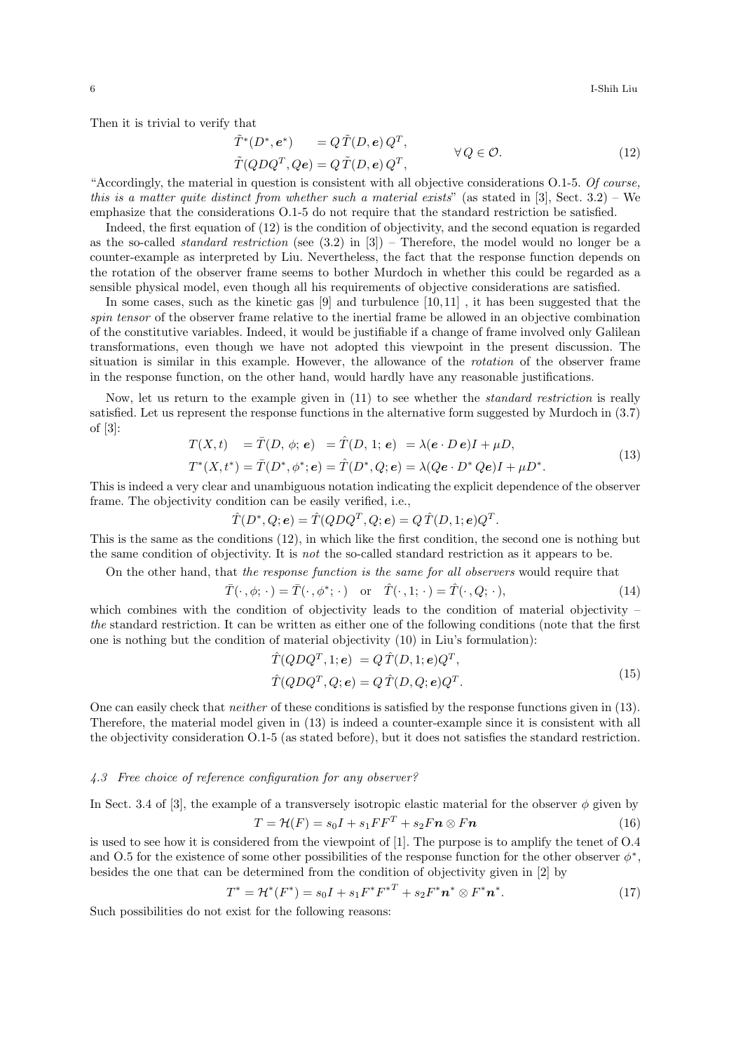Then it is trivial to verify that

$$
\begin{aligned}
\tilde{T}^*(D^*, \boldsymbol{e}^*) \quad &= Q\,\tilde{T}(D, \boldsymbol{e})\,Q^T, \\
\tilde{T}(QDQ^T, Q\boldsymbol{e}) &= Q\,\tilde{T}(D, \boldsymbol{e})\,Q^T,
\end{aligned}
\qquad \forall\, Q \in \mathcal{O}. \tag{12}
$$

"Accordingly, the material in question is consistent with all objective considerations O.1-5. *Of course, this is a matter quite distinct from whether such a material exists*" (as stated in [3], Sect. 3.2) – We emphasize that the considerations O.1-5 do not require that the standard restriction be satisfied.

Indeed, the first equation of (12) is the condition of objectivity, and the second equation is regarded as the so-called *standard restriction* (see (3.2) in [3]) – Therefore, the model would no longer be a counter-example as interpreted by Liu. Nevertheless, the fact that the response function depends on the rotation of the observer frame seems to bother Murdoch in whether this could be regarded as a sensible physical model, even though all his requirements of objective considerations are satisfied.

In some cases, such as the kinetic gas [9] and turbulence [10,11] , it has been suggested that the *spin tensor* of the observer frame relative to the inertial frame be allowed in an objective combination of the constitutive variables. Indeed, it would be justifiable if a change of frame involved only Galilean transformations, even though we have not adopted this viewpoint in the present discussion. The situation is similar in this example. However, the allowance of the *rotation* of the observer frame in the response function, on the other hand, would hardly have any reasonable justifications.

Now, let us return to the example given in (11) to see whether the *standard restriction* is really satisfied. Let us represent the response functions in the alternative form suggested by Murdoch in (3.7) of [3]:

$$
\begin{aligned}
T(X,t) \quad &= \bar{T}(D,\,\phi;\,\boldsymbol{e}) \quad = \hat{T}(D,\,1;\,\boldsymbol{e}) \;\; = \lambda(\boldsymbol{e}\cdot D\,\boldsymbol{e})I + \mu D, \\
T^*(X,t^*) &= \bar{T}(D^*,\phi^*;\boldsymbol{e}) = \hat{T}(D^*,Q;\boldsymbol{e}) = \lambda(Q\boldsymbol{e}\cdot D^*\,Q\boldsymbol{e})I + \mu D^*.
\end{aligned} \tag{13}
$$

This is indeed a very clear and unambiguous notation indicating the explicit dependence of the observer frame. The objectivity condition can be easily verified, i.e.,

$$
\hat{T}(D^*,Q;\boldsymbol{e}) = \hat{T}(QDQ^T,Q;\boldsymbol{e}) = Q\,\hat{T}(D,1;\boldsymbol{e})Q^T.
$$

This is the same as the conditions (12), in which like the first condition, the second one is nothing but the same condition of objectivity. It is *not* the so-called standard restriction as it appears to be.

On the other hand, that *the response function is the same for all observers* would require that

$$
\bar{T}(\,\cdot\,,\phi;\,\cdot\,) = \bar{T}(\,\cdot\,,\phi^*;\,\cdot\,) \quad \text{or} \quad \hat{T}(\,\cdot\,,1;\,\cdot\,) = \hat{T}(\,\cdot\,,Q;\,\cdot\,), \tag{14}
$$

which combines with the condition of objectivity leads to the condition of material objectivity – *the* standard restriction. It can be written as either one of the following conditions (note that the first one is nothing but the condition of material objectivity (10) in Liu's formulation):

$$
\begin{aligned}
\hat{T}(QDQ^T,1;\boldsymbol{e}) \;&= Q\,\hat{T}(D,1;\boldsymbol{e})Q^T, \\
\hat{T}(QDQ^T,Q;\boldsymbol{e}) &= Q\,\hat{T}(D,Q;\boldsymbol{e})Q^T.
\end{aligned} \tag{15}
$$

One can easily check that *neither* of these conditions is satisfied by the response functions given in (13). Therefore, the material model given in (13) is indeed a counter-example since it is consistent with all the objectivity consideration O.1-5 (as stated before), but it does not satisfies the standard restriction.

#### *4.3 Free choice of reference configuration for any observer?*

In Sect. 3.4 of [3], the example of a transversely isotropic elastic material for the observer $\phi$ given by

$$
T = \mathcal{H}(F) = s_0 I + s_1 F F^T + s_2 F\boldsymbol{n} \otimes F\boldsymbol{n} \tag{16}
$$

is used to see how it is considered from the viewpoint of [1]. The purpose is to amplify the tenet of O.4 and O.5 for the existence of some other possibilities of the response function for the other observer $\phi^*$, besides the one that can be determined from the condition of objectivity given in [2] by

$$
T^* = \mathcal{H}^*(F^*) = s_0 I + s_1 F^* {F^*}^T + s_2 F^*\boldsymbol{n}^* \otimes F^*\boldsymbol{n}^*. \tag{17}
$$

Such possibilities do not exist for the following reasons: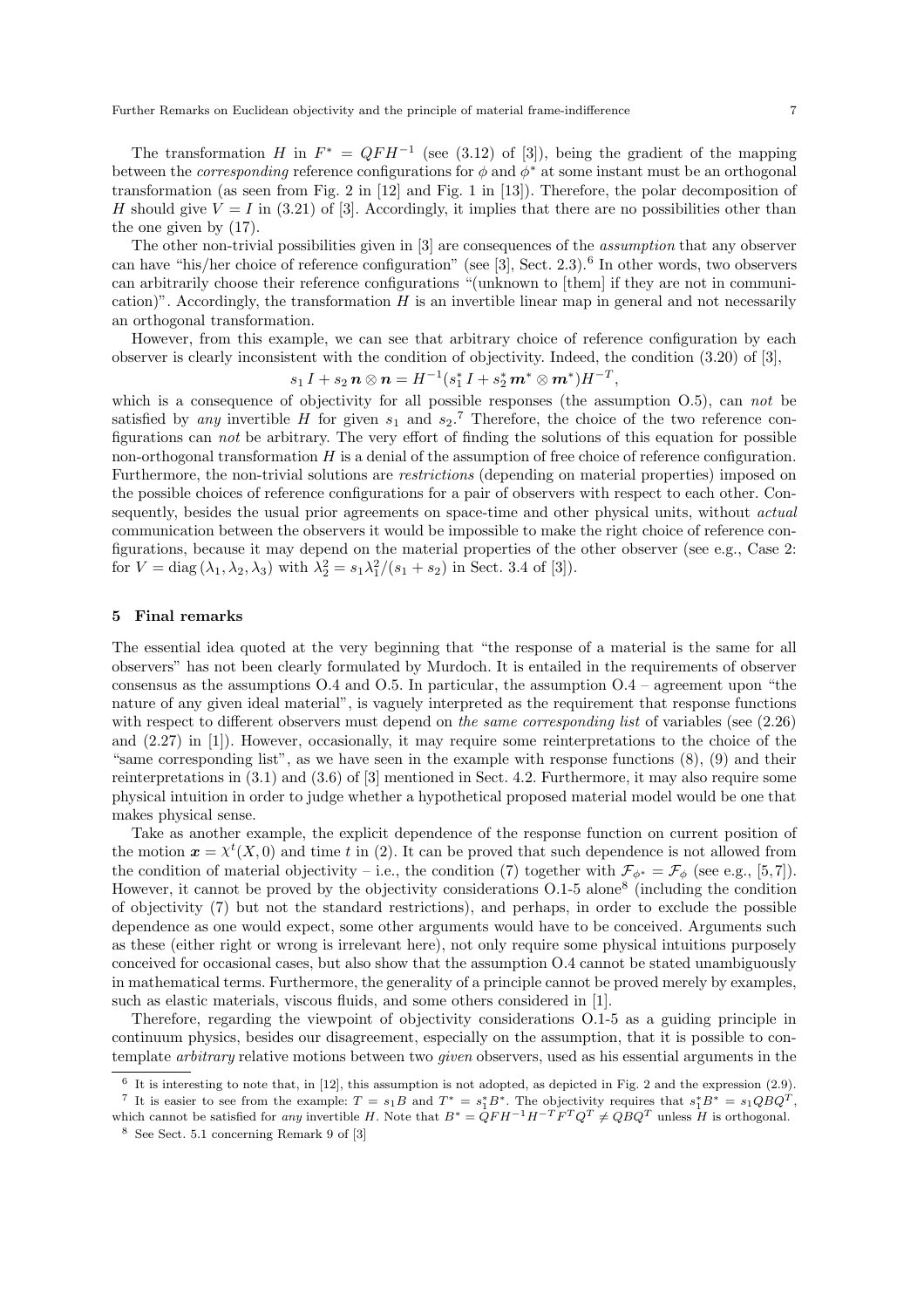The transformation $H$ in $F^* = QFH^{-1}$ (see (3.12) of [3]), being the gradient of the mapping between the *corresponding* reference configurations for $\phi$ and $\phi^*$ at some instant must be an orthogonal transformation (as seen from Fig. 2 in [12] and Fig. 1 in [13]). Therefore, the polar decomposition of $H$ should give $V = I$ in (3.21) of [3]. Accordingly, it implies that there are no possibilities other than the one given by (17).

The other non-trivial possibilities given in [3] are consequences of the *assumption* that any observer can have "his/her choice of reference configuration" (see [3], Sect. 2.3).[6] In other words, two observers can arbitrarily choose their reference configurations "(unknown to [them] if they are not in communication)". Accordingly, the transformation $H$ is an invertible linear map in general and not necessarily an orthogonal transformation.

However, from this example, we can see that arbitrary choice of reference configuration by each observer is clearly inconsistent with the condition of objectivity. Indeed, the condition (3.20) of [3],

$$s_1 \, I + s_2 \, \boldsymbol{n} \otimes \boldsymbol{n} = H^{-1}(s_1^* \, I + s_2^* \, \boldsymbol{m}^* \otimes \boldsymbol{m}^*) H^{-T},$$

which is a consequence of objectivity for all possible responses (the assumption O.5), can *not* be satisfied by *any* invertible $H$ for given $s_1$ and $s_2$.[7] Therefore, the choice of the two reference configurations can *not* be arbitrary. The very effort of finding the solutions of this equation for possible non-orthogonal transformation $H$ is a denial of the assumption of free choice of reference configuration. Furthermore, the non-trivial solutions are *restrictions* (depending on material properties) imposed on the possible choices of reference configurations for a pair of observers with respect to each other. Consequently, besides the usual prior agreements on space-time and other physical units, without *actual* communication between the observers it would be impossible to make the right choice of reference configurations, because it may depend on the material properties of the other observer (see e.g., Case 2: for $V = \mathrm{diag}\,(\lambda_1, \lambda_2, \lambda_3)$ with $\lambda_2^2 = s_1 \lambda_1^2/(s_1 + s_2)$ in Sect. 3.4 of [3]).

## 5 Final remarks

The essential idea quoted at the very beginning that "the response of a material is the same for all observers" has not been clearly formulated by Murdoch. It is entailed in the requirements of observer consensus as the assumptions O.4 and O.5. In particular, the assumption O.4 – agreement upon "the nature of any given ideal material", is vaguely interpreted as the requirement that response functions with respect to different observers must depend on *the same corresponding list* of variables (see (2.26) and (2.27) in [1]). However, occasionally, it may require some reinterpretations to the choice of the "same corresponding list", as we have seen in the example with response functions (8), (9) and their reinterpretations in (3.1) and (3.6) of [3] mentioned in Sect. 4.2. Furthermore, it may also require some physical intuition in order to judge whether a hypothetical proposed material model would be one that makes physical sense.

Take as another example, the explicit dependence of the response function on current position of the motion $\boldsymbol{x} = \chi^t(X, 0)$ and time $t$ in (2). It can be proved that such dependence is not allowed from the condition of material objectivity – i.e., the condition (7) together with $\mathcal{F}_{\phi^*} = \mathcal{F}_\phi$ (see e.g., [5,7]). However, it cannot be proved by the objectivity considerations O.1-5 alone[8] (including the condition of objectivity (7) but not the standard restrictions), and perhaps, in order to exclude the possible dependence as one would expect, some other arguments would have to be conceived. Arguments such as these (either right or wrong is irrelevant here), not only require some physical intuitions purposely conceived for occasional cases, but also show that the assumption O.4 cannot be stated unambiguously in mathematical terms. Furthermore, the generality of a principle cannot be proved merely by examples, such as elastic materials, viscous fluids, and some others considered in [1].

Therefore, regarding the viewpoint of objectivity considerations O.1-5 as a guiding principle in continuum physics, besides our disagreement, especially on the assumption, that it is possible to contemplate *arbitrary* relative motions between two *given* observers, used as his essential arguments in the

[6] It is interesting to note that, in [12], this assumption is not adopted, as depicted in Fig. 2 and the expression (2.9).

[7] It is easier to see from the example: $T = s_1 B$ and $T^* = s_1^* B^*$. The objectivity requires that $s_1^* B^* = s_1 QBQ^T$, which cannot be satisfied for *any* invertible $H$. Note that $B^* = QFH^{-1}H^{-T}F^TQ^T \neq QBQ^T$ unless $H$ is orthogonal.

[8] See Sect. 5.1 concerning Remark 9 of [3]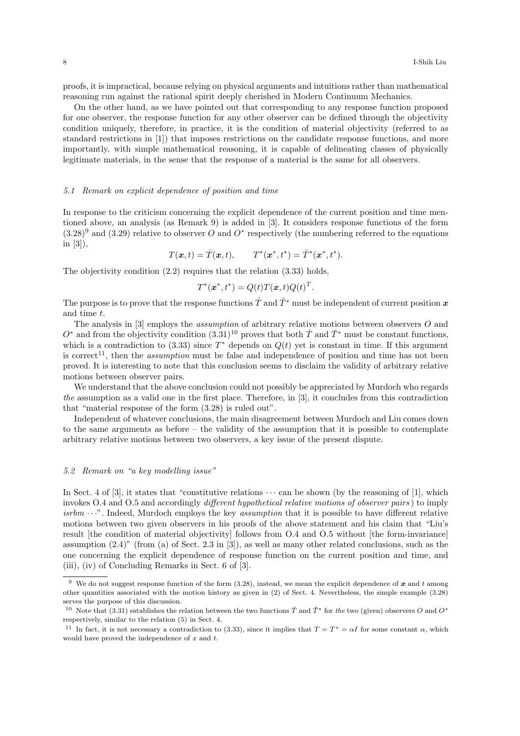proofs, it is impractical, because relying on physical arguments and intuitions rather than mathematical reasoning run against the rational spirit deeply cherished in Modern Continuum Mechanics.

On the other hand, as we have pointed out that corresponding to any response function proposed for one observer, the response function for any other observer can be defined through the objectivity condition uniquely, therefore, in practice, it is the condition of material objectivity (referred to as standard restrictions in [1]) that imposes restrictions on the candidate response functions, and more importantly, with simple mathematical reasoning, it is capable of delineating classes of physically legitimate materials, in the sense that the response of a material is the same for all observers.

### 5.1 Remark on explicit dependence of position and time

In response to the criticism concerning the explicit dependence of the current position and time mentioned above, an analysis (as Remark 9) is added in [3]. It considers response functions of the form (3.28)[9] and (3.29) relative to observer $O$ and $O^*$ respectively (the numbering referred to the equations in [3]),

$$T(\boldsymbol{x}, t) = \hat{T}(\boldsymbol{x}, t), \qquad T^*(\boldsymbol{x}^*, t^*) = \check{T}^*(\boldsymbol{x}^*, t^*).$$

The objectivity condition (2.2) requires that the relation (3.33) holds,

$$T^*(\boldsymbol{x}^*, t^*) = Q(t)T(\boldsymbol{x}, t)Q(t)^T.$$

The purpose is to prove that the response functions $\hat{T}$ and $\check{T}^*$ must be independent of current position $\boldsymbol{x}$ and time $t$.

The analysis in [3] employs the *assumption* of arbitrary relative motions between observers $O$ and $O^*$ and from the objectivity condition (3.31)[10] proves that both $\hat{T}$ and $\check{T}^*$ must be constant functions, which is a contradiction to (3.33) since $T^*$ depends on $Q(t)$ yet is constant in time. If this argument is correct[11], then the *assumption* must be false and independence of position and time has not been proved. It is interesting to note that this conclusion seems to disclaim the validity of arbitrary relative motions between observer pairs.

We understand that the above conclusion could not possibly be appreciated by Murdoch who regards *the* assumption as a valid one in the first place. Therefore, in [3], it concludes from this contradiction that "material response of the form (3.28) is ruled out".

Independent of whatever conclusions, the main disagreement between Murdoch and Liu comes down to the same arguments as before – the validity of the assumption that it is possible to contemplate arbitrary relative motions between two observers, a key issue of the present dispute.

### 5.2 Remark on "a key modelling issue"

In Sect. 4 of [3], it states that "constitutive relations $\cdots$ can be shown (by the reasoning of [1], which invokes O.4 and O.5 and accordingly *different hypothetical relative motions of observer pairs*) to imply *isrbm* $\cdots$". Indeed, Murdoch employs the key *assumption* that it is possible to have different relative motions between two given observers in his proofs of the above statement and his claim that "Liu's result [the condition of material objectivity] follows from O.4 and O.5 without [the form-invariance] assumption (2.4)" (from (a) of Sect. 2.3 in [3]), as well as many other related conclusions, such as the one concerning the explicit dependence of response function on the current position and time, and (iii), (iv) of Concluding Remarks in Sect. 6 of [3].

---

[9] We do not suggest response function of the form (3.28), instead, we mean the explicit dependence of $\boldsymbol{x}$ and $t$ among other quantities associated with the motion history as given in (2) of Sect. 4. Nevertheless, the simple example (3.28) serves the purpose of this discussion.

[10] Note that (3.31) establishes the relation between the two functions $\hat{T}$ and $\check{T}^*$ for *the* two (given) observers $O$ and $O^*$ respectively, similar to the relation (5) in Sect. 4.

[11] In fact, it is not necessary a contradiction to (3.33), since it implies that $T = T^* = \alpha I$ for some constant $\alpha$, which would have proved the independence of $x$ and $t$.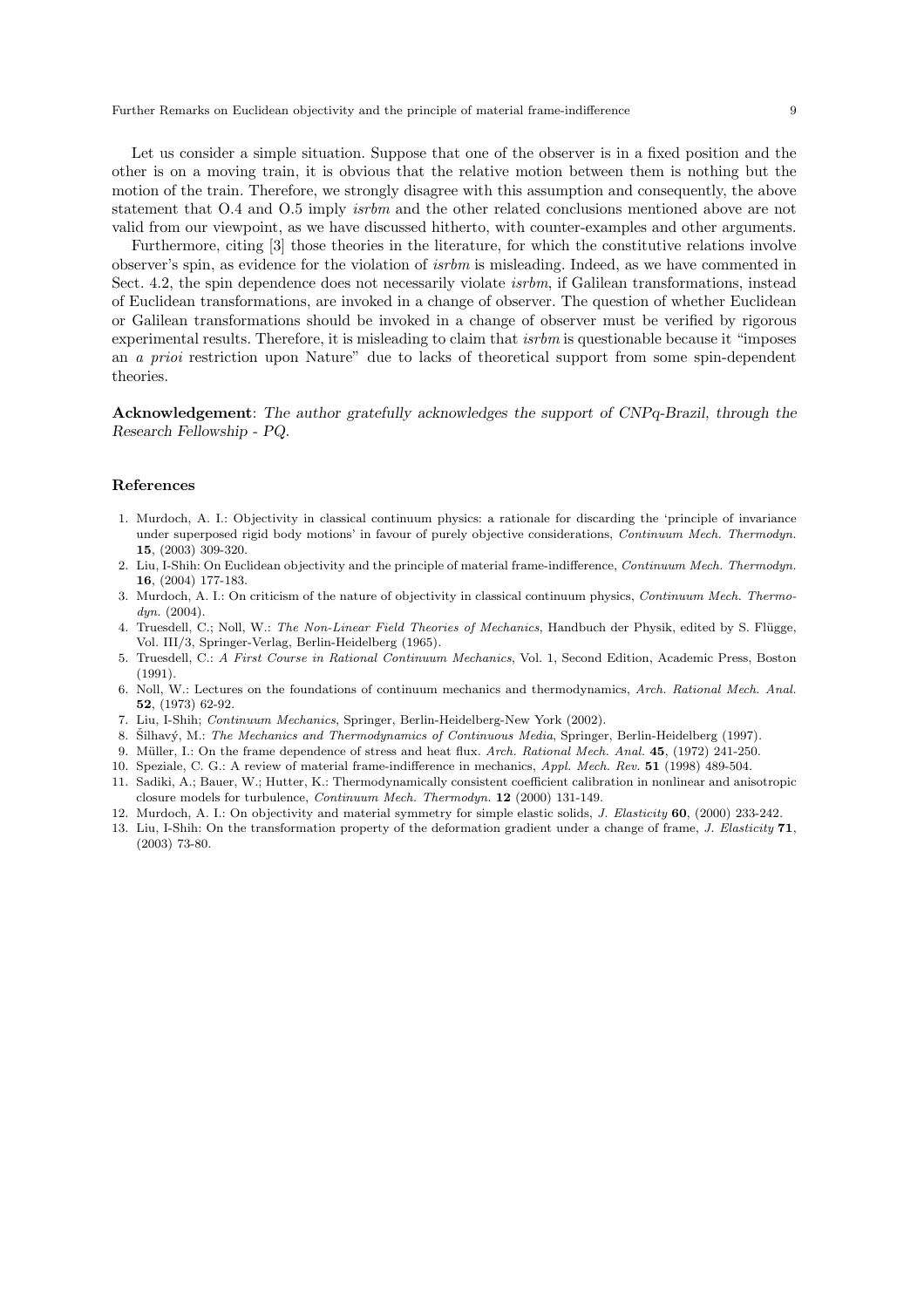Let us consider a simple situation. Suppose that one of the observer is in a fixed position and the other is on a moving train, it is obvious that the relative motion between them is nothing but the motion of the train. Therefore, we strongly disagree with this assumption and consequently, the above statement that O.4 and O.5 imply *isrbm* and the other related conclusions mentioned above are not valid from our viewpoint, as we have discussed hitherto, with counter-examples and other arguments.

Furthermore, citing [3] those theories in the literature, for which the constitutive relations involve observer's spin, as evidence for the violation of *isrbm* is misleading. Indeed, as we have commented in Sect. 4.2, the spin dependence does not necessarily violate *isrbm*, if Galilean transformations, instead of Euclidean transformations, are invoked in a change of observer. The question of whether Euclidean or Galilean transformations should be invoked in a change of observer must be verified by rigorous experimental results. Therefore, it is misleading to claim that *isrbm* is questionable because it "imposes an *a prioi* restriction upon Nature" due to lacks of theoretical support from some spin-dependent theories.

**Acknowledgement**: *The author gratefully acknowledges the support of CNPq-Brazil, through the Research Fellowship - PQ.*

## References

1. Murdoch, A. I.: Objectivity in classical continuum physics: a rationale for discarding the 'principle of invariance under superposed rigid body motions' in favour of purely objective considerations, *Continuum Mech. Thermodyn.* **15**, (2003) 309-320.
2. Liu, I-Shih: On Euclidean objectivity and the principle of material frame-indifference, *Continuum Mech. Thermodyn.* **16**, (2004) 177-183.
3. Murdoch, A. I.: On criticism of the nature of objectivity in classical continuum physics, *Continuum Mech. Thermodyn.* (2004).
4. Truesdell, C.; Noll, W.: *The Non-Linear Field Theories of Mechanics*, Handbuch der Physik, edited by S. Flügge, Vol. III/3, Springer-Verlag, Berlin-Heidelberg (1965).
5. Truesdell, C.: *A First Course in Rational Continuum Mechanics*, Vol. 1, Second Edition, Academic Press, Boston (1991).
6. Noll, W.: Lectures on the foundations of continuum mechanics and thermodynamics, *Arch. Rational Mech. Anal.* **52**, (1973) 62-92.
7. Liu, I-Shih; *Continuum Mechanics*, Springer, Berlin-Heidelberg-New York (2002).
8. Šilhavý, M.: *The Mechanics and Thermodynamics of Continuous Media*, Springer, Berlin-Heidelberg (1997).
9. Müller, I.: On the frame dependence of stress and heat flux. *Arch. Rational Mech. Anal.* **45**, (1972) 241-250.
10. Speziale, C. G.: A review of material frame-indifference in mechanics, *Appl. Mech. Rev.* **51** (1998) 489-504.
11. Sadiki, A.; Bauer, W.; Hutter, K.: Thermodynamically consistent coefficient calibration in nonlinear and anisotropic closure models for turbulence, *Continuum Mech. Thermodyn.* **12** (2000) 131-149.
12. Murdoch, A. I.: On objectivity and material symmetry for simple elastic solids, *J. Elasticity* **60**, (2000) 233-242.
13. Liu, I-Shih: On the transformation property of the deformation gradient under a change of frame, *J. Elasticity* **71**, (2003) 73-80.